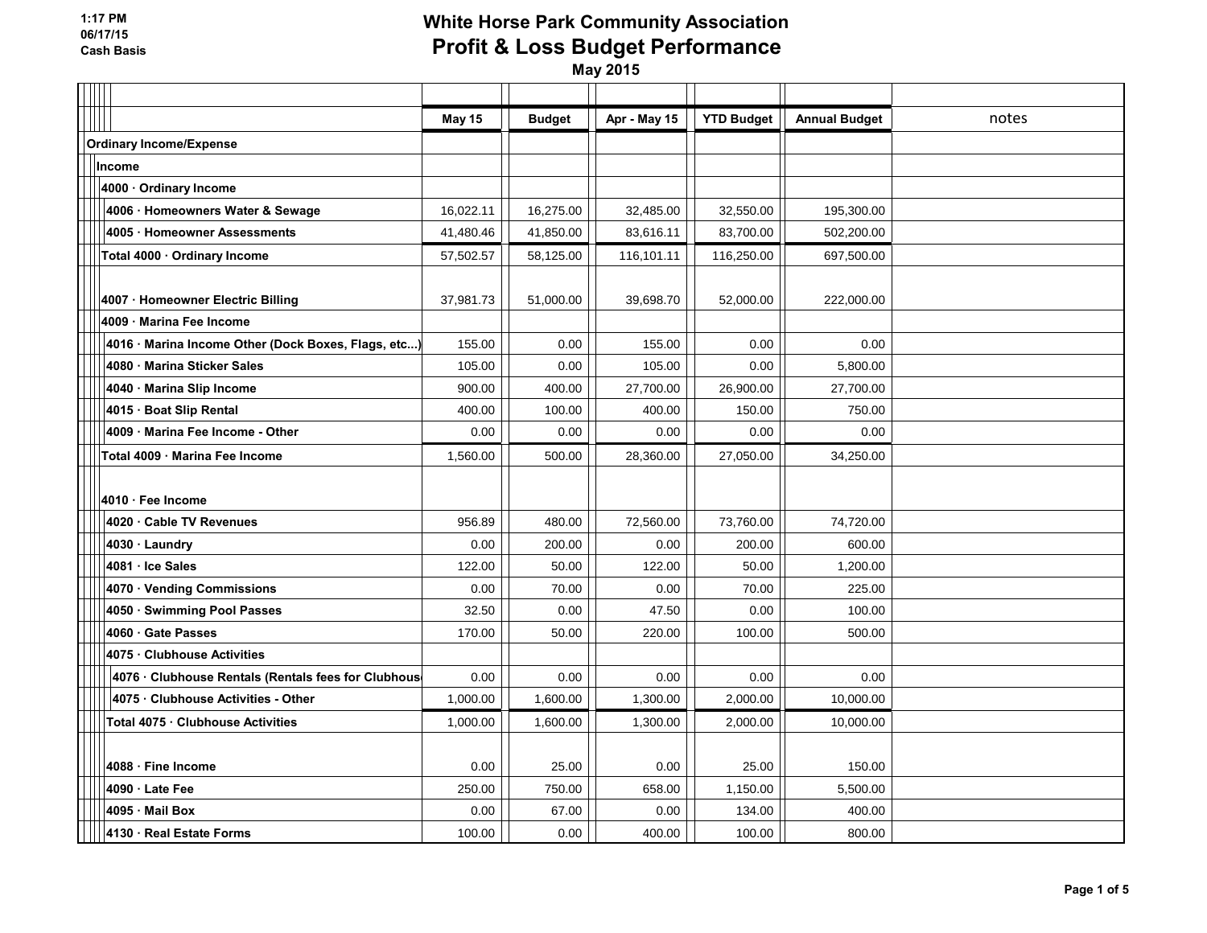# White Horse Park Community Association

## Profit & Loss Budget Performance

**May 2015**

1:17 PM
06/17/15
Cash Basis

| | May 15 | Budget | Apr - May 15 | YTD Budget | Annual Budget | notes |
|---|---|---|---|---|---|---|
| **Ordinary Income/Expense** | | | | | | |
| **Income** | | | | | | |
| **4000 · Ordinary Income** | | | | | | |
| **4006 · Homeowners Water & Sewage** | 16,022.11 | 16,275.00 | 32,485.00 | 32,550.00 | 195,300.00 | |
| **4005 · Homeowner Assessments** | 41,480.46 | 41,850.00 | 83,616.11 | 83,700.00 | 502,200.00 | |
| **Total 4000 · Ordinary Income** | 57,502.57 | 58,125.00 | 116,101.11 | 116,250.00 | 697,500.00 | |
| **4007 · Homeowner Electric Billing** | 37,981.73 | 51,000.00 | 39,698.70 | 52,000.00 | 222,000.00 | |
| **4009 · Marina Fee Income** | | | | | | |
| **4016 · Marina Income Other (Dock Boxes, Flags, etc...)** | 155.00 | 0.00 | 155.00 | 0.00 | 0.00 | |
| **4080 · Marina Sticker Sales** | 105.00 | 0.00 | 105.00 | 0.00 | 5,800.00 | |
| **4040 · Marina Slip Income** | 900.00 | 400.00 | 27,700.00 | 26,900.00 | 27,700.00 | |
| **4015 · Boat Slip Rental** | 400.00 | 100.00 | 400.00 | 150.00 | 750.00 | |
| **4009 · Marina Fee Income - Other** | 0.00 | 0.00 | 0.00 | 0.00 | 0.00 | |
| **Total 4009 · Marina Fee Income** | 1,560.00 | 500.00 | 28,360.00 | 27,050.00 | 34,250.00 | |
| **4010 · Fee Income** | | | | | | |
| **4020 · Cable TV Revenues** | 956.89 | 480.00 | 72,560.00 | 73,760.00 | 74,720.00 | |
| **4030 · Laundry** | 0.00 | 200.00 | 0.00 | 200.00 | 600.00 | |
| **4081 · Ice Sales** | 122.00 | 50.00 | 122.00 | 50.00 | 1,200.00 | |
| **4070 · Vending Commissions** | 0.00 | 70.00 | 0.00 | 70.00 | 225.00 | |
| **4050 · Swimming Pool Passes** | 32.50 | 0.00 | 47.50 | 0.00 | 100.00 | |
| **4060 · Gate Passes** | 170.00 | 50.00 | 220.00 | 100.00 | 500.00 | |
| **4075 · Clubhouse Activities** | | | | | | |
| **4076 · Clubhouse Rentals (Rentals fees for Clubhous** | 0.00 | 0.00 | 0.00 | 0.00 | 0.00 | |
| **4075 · Clubhouse Activities - Other** | 1,000.00 | 1,600.00 | 1,300.00 | 2,000.00 | 10,000.00 | |
| **Total 4075 · Clubhouse Activities** | 1,000.00 | 1,600.00 | 1,300.00 | 2,000.00 | 10,000.00 | |
| **4088 · Fine Income** | 0.00 | 25.00 | 0.00 | 25.00 | 150.00 | |
| **4090 · Late Fee** | 250.00 | 750.00 | 658.00 | 1,150.00 | 5,500.00 | |
| **4095 · Mail Box** | 0.00 | 67.00 | 0.00 | 134.00 | 400.00 | |
| **4130 · Real Estate Forms** | 100.00 | 0.00 | 400.00 | 100.00 | 800.00 | |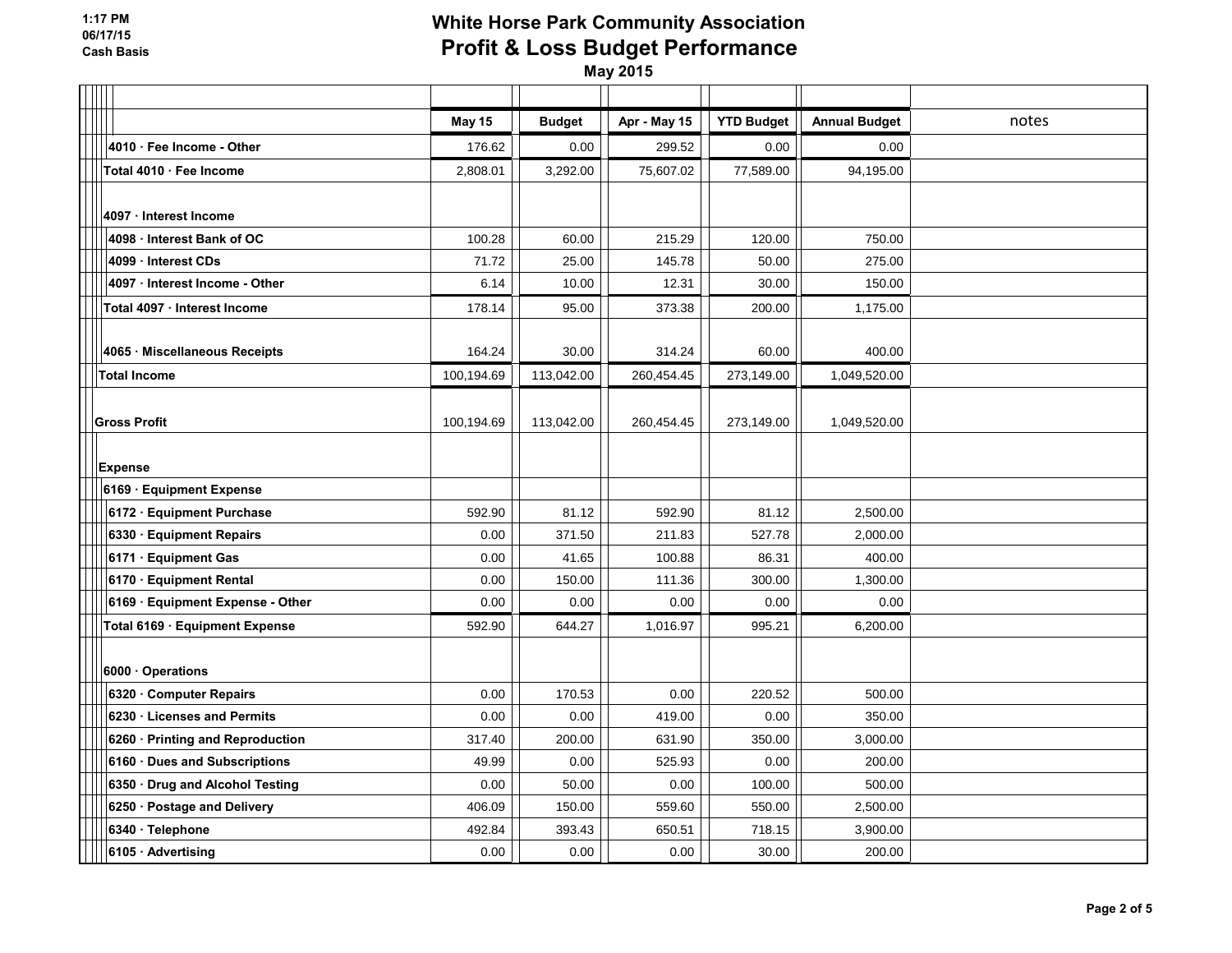# White Horse Park Community Association

## Profit & Loss Budget Performance

**May 2015**

1:17 PM
06/17/15
Cash Basis

| | May 15 | Budget | Apr - May 15 | YTD Budget | Annual Budget | notes |
|---|---|---|---|---|---|---|
| 4010 · Fee Income - Other | 176.62 | 0.00 | 299.52 | 0.00 | 0.00 | |
| **Total 4010 · Fee Income** | 2,808.01 | 3,292.00 | 75,607.02 | 77,589.00 | 94,195.00 | |
| **4097 · Interest Income** | | | | | | |
| 4098 · Interest Bank of OC | 100.28 | 60.00 | 215.29 | 120.00 | 750.00 | |
| 4099 · Interest CDs | 71.72 | 25.00 | 145.78 | 50.00 | 275.00 | |
| 4097 · Interest Income - Other | 6.14 | 10.00 | 12.31 | 30.00 | 150.00 | |
| **Total 4097 · Interest Income** | 178.14 | 95.00 | 373.38 | 200.00 | 1,175.00 | |
| 4065 · Miscellaneous Receipts | 164.24 | 30.00 | 314.24 | 60.00 | 400.00 | |
| **Total Income** | 100,194.69 | 113,042.00 | 260,454.45 | 273,149.00 | 1,049,520.00 | |
| **Gross Profit** | 100,194.69 | 113,042.00 | 260,454.45 | 273,149.00 | 1,049,520.00 | |
| **Expense** | | | | | | |
| **6169 · Equipment Expense** | | | | | | |
| 6172 · Equipment Purchase | 592.90 | 81.12 | 592.90 | 81.12 | 2,500.00 | |
| 6330 · Equipment Repairs | 0.00 | 371.50 | 211.83 | 527.78 | 2,000.00 | |
| 6171 · Equipment Gas | 0.00 | 41.65 | 100.88 | 86.31 | 400.00 | |
| 6170 · Equipment Rental | 0.00 | 150.00 | 111.36 | 300.00 | 1,300.00 | |
| 6169 · Equipment Expense - Other | 0.00 | 0.00 | 0.00 | 0.00 | 0.00 | |
| **Total 6169 · Equipment Expense** | 592.90 | 644.27 | 1,016.97 | 995.21 | 6,200.00 | |
| **6000 · Operations** | | | | | | |
| 6320 · Computer Repairs | 0.00 | 170.53 | 0.00 | 220.52 | 500.00 | |
| 6230 · Licenses and Permits | 0.00 | 0.00 | 419.00 | 0.00 | 350.00 | |
| 6260 · Printing and Reproduction | 317.40 | 200.00 | 631.90 | 350.00 | 3,000.00 | |
| 6160 · Dues and Subscriptions | 49.99 | 0.00 | 525.93 | 0.00 | 200.00 | |
| 6350 · Drug and Alcohol Testing | 0.00 | 50.00 | 0.00 | 100.00 | 500.00 | |
| 6250 · Postage and Delivery | 406.09 | 150.00 | 559.60 | 550.00 | 2,500.00 | |
| 6340 · Telephone | 492.84 | 393.43 | 650.51 | 718.15 | 3,900.00 | |
| 6105 · Advertising | 0.00 | 0.00 | 0.00 | 30.00 | 200.00 | |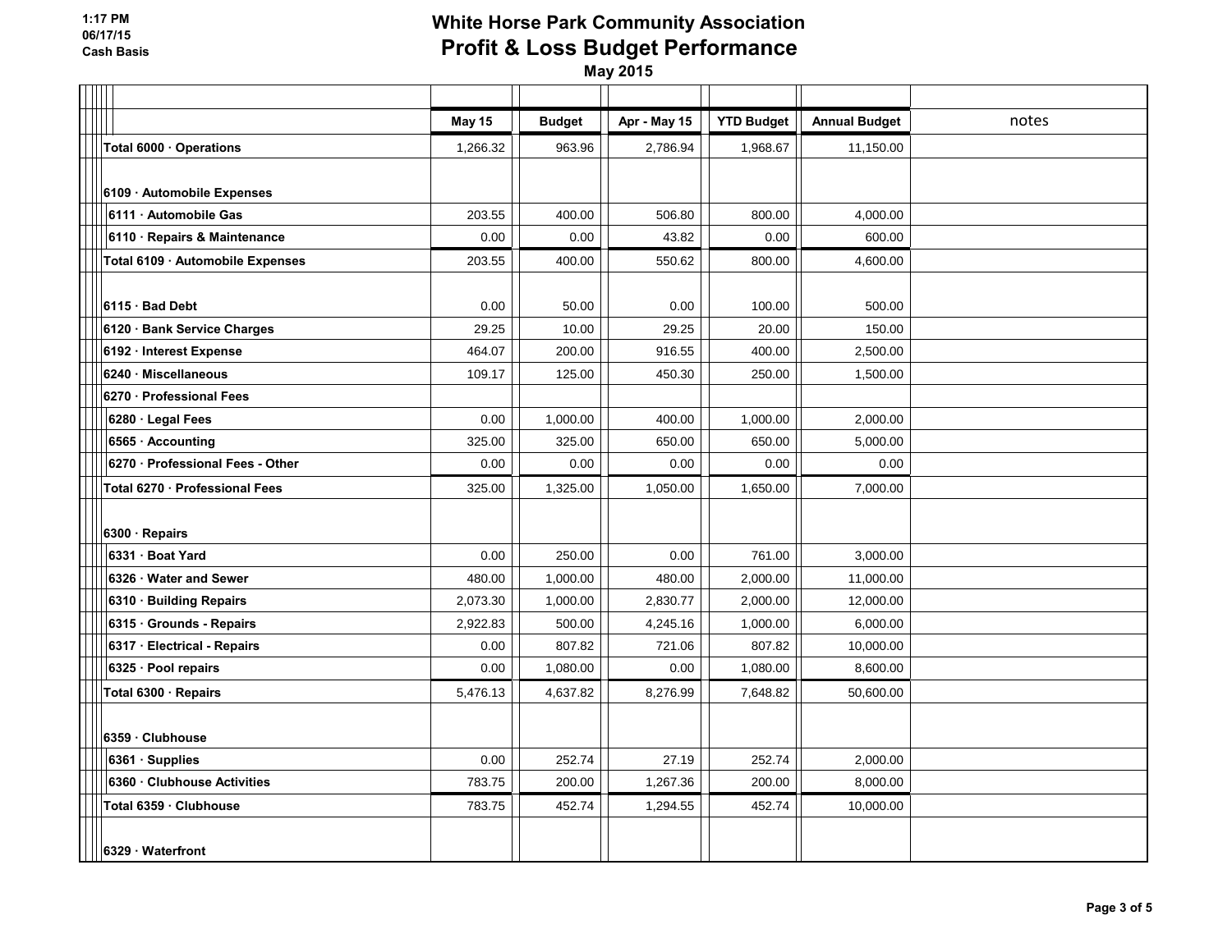# White Horse Park Community Association

## Profit & Loss Budget Performance

**May 2015**

1:17 PM
06/17/15
Cash Basis

| | May 15 | Budget | Apr - May 15 | YTD Budget | Annual Budget | notes |
|---|---|---|---|---|---|---|
| **Total 6000 · Operations** | 1,266.32 | 963.96 | 2,786.94 | 1,968.67 | 11,150.00 | |
| **6109 · Automobile Expenses** | | | | | | |
| **6111 · Automobile Gas** | 203.55 | 400.00 | 506.80 | 800.00 | 4,000.00 | |
| **6110 · Repairs & Maintenance** | 0.00 | 0.00 | 43.82 | 0.00 | 600.00 | |
| **Total 6109 · Automobile Expenses** | 203.55 | 400.00 | 550.62 | 800.00 | 4,600.00 | |
| **6115 · Bad Debt** | 0.00 | 50.00 | 0.00 | 100.00 | 500.00 | |
| **6120 · Bank Service Charges** | 29.25 | 10.00 | 29.25 | 20.00 | 150.00 | |
| **6192 · Interest Expense** | 464.07 | 200.00 | 916.55 | 400.00 | 2,500.00 | |
| **6240 · Miscellaneous** | 109.17 | 125.00 | 450.30 | 250.00 | 1,500.00 | |
| **6270 · Professional Fees** | | | | | | |
| **6280 · Legal Fees** | 0.00 | 1,000.00 | 400.00 | 1,000.00 | 2,000.00 | |
| **6565 · Accounting** | 325.00 | 325.00 | 650.00 | 650.00 | 5,000.00 | |
| **6270 · Professional Fees - Other** | 0.00 | 0.00 | 0.00 | 0.00 | 0.00 | |
| **Total 6270 · Professional Fees** | 325.00 | 1,325.00 | 1,050.00 | 1,650.00 | 7,000.00 | |
| **6300 · Repairs** | | | | | | |
| **6331 · Boat Yard** | 0.00 | 250.00 | 0.00 | 761.00 | 3,000.00 | |
| **6326 · Water and Sewer** | 480.00 | 1,000.00 | 480.00 | 2,000.00 | 11,000.00 | |
| **6310 · Building Repairs** | 2,073.30 | 1,000.00 | 2,830.77 | 2,000.00 | 12,000.00 | |
| **6315 · Grounds - Repairs** | 2,922.83 | 500.00 | 4,245.16 | 1,000.00 | 6,000.00 | |
| **6317 · Electrical - Repairs** | 0.00 | 807.82 | 721.06 | 807.82 | 10,000.00 | |
| **6325 · Pool repairs** | 0.00 | 1,080.00 | 0.00 | 1,080.00 | 8,600.00 | |
| **Total 6300 · Repairs** | 5,476.13 | 4,637.82 | 8,276.99 | 7,648.82 | 50,600.00 | |
| **6359 · Clubhouse** | | | | | | |
| **6361 · Supplies** | 0.00 | 252.74 | 27.19 | 252.74 | 2,000.00 | |
| **6360 · Clubhouse Activities** | 783.75 | 200.00 | 1,267.36 | 200.00 | 8,000.00 | |
| **Total 6359 · Clubhouse** | 783.75 | 452.74 | 1,294.55 | 452.74 | 10,000.00 | |
| **6329 · Waterfront** | | | | | | |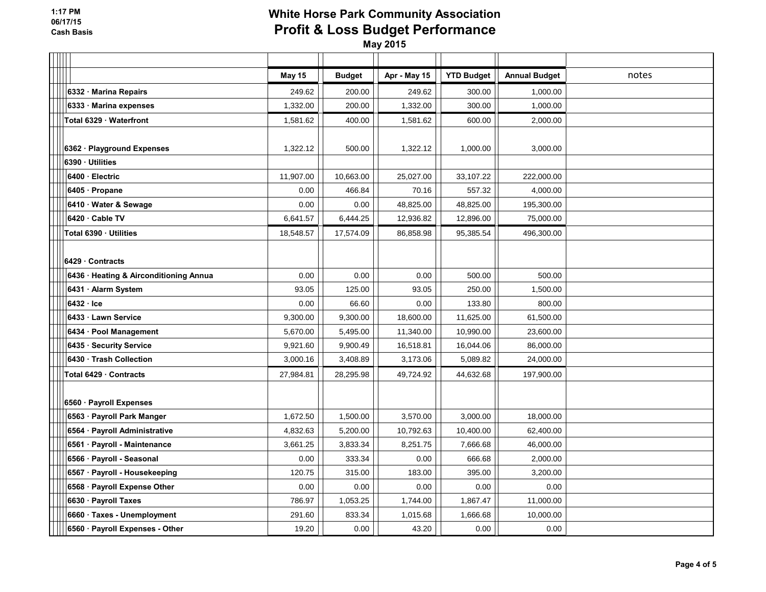# White Horse Park Community Association
## Profit & Loss Budget Performance
**May 2015**

1:17 PM
06/17/15
Cash Basis

| | May 15 | Budget | Apr - May 15 | YTD Budget | Annual Budget | notes |
|---|---|---|---|---|---|---|
| 6332 · Marina Repairs | 249.62 | 200.00 | 249.62 | 300.00 | 1,000.00 | |
| 6333 · Marina expenses | 1,332.00 | 200.00 | 1,332.00 | 300.00 | 1,000.00 | |
| Total 6329 · Waterfront | 1,581.62 | 400.00 | 1,581.62 | 600.00 | 2,000.00 | |
| 6362 · Playground Expenses | 1,322.12 | 500.00 | 1,322.12 | 1,000.00 | 3,000.00 | |
| 6390 · Utilities | | | | | | |
| 6400 · Electric | 11,907.00 | 10,663.00 | 25,027.00 | 33,107.22 | 222,000.00 | |
| 6405 · Propane | 0.00 | 466.84 | 70.16 | 557.32 | 4,000.00 | |
| 6410 · Water & Sewage | 0.00 | 0.00 | 48,825.00 | 48,825.00 | 195,300.00 | |
| 6420 · Cable TV | 6,641.57 | 6,444.25 | 12,936.82 | 12,896.00 | 75,000.00 | |
| Total 6390 · Utilities | 18,548.57 | 17,574.09 | 86,858.98 | 95,385.54 | 496,300.00 | |
| 6429 · Contracts | | | | | | |
| 6436 · Heating & Airconditioning Annua | 0.00 | 0.00 | 0.00 | 500.00 | 500.00 | |
| 6431 · Alarm System | 93.05 | 125.00 | 93.05 | 250.00 | 1,500.00 | |
| 6432 · Ice | 0.00 | 66.60 | 0.00 | 133.80 | 800.00 | |
| 6433 · Lawn Service | 9,300.00 | 9,300.00 | 18,600.00 | 11,625.00 | 61,500.00 | |
| 6434 · Pool Management | 5,670.00 | 5,495.00 | 11,340.00 | 10,990.00 | 23,600.00 | |
| 6435 · Security Service | 9,921.60 | 9,900.49 | 16,518.81 | 16,044.06 | 86,000.00 | |
| 6430 · Trash Collection | 3,000.16 | 3,408.89 | 3,173.06 | 5,089.82 | 24,000.00 | |
| Total 6429 · Contracts | 27,984.81 | 28,295.98 | 49,724.92 | 44,632.68 | 197,900.00 | |
| 6560 · Payroll Expenses | | | | | | |
| 6563 · Payroll Park Manger | 1,672.50 | 1,500.00 | 3,570.00 | 3,000.00 | 18,000.00 | |
| 6564 · Payroll Administrative | 4,832.63 | 5,200.00 | 10,792.63 | 10,400.00 | 62,400.00 | |
| 6561 · Payroll - Maintenance | 3,661.25 | 3,833.34 | 8,251.75 | 7,666.68 | 46,000.00 | |
| 6566 · Payroll - Seasonal | 0.00 | 333.34 | 0.00 | 666.68 | 2,000.00 | |
| 6567 · Payroll - Housekeeping | 120.75 | 315.00 | 183.00 | 395.00 | 3,200.00 | |
| 6568 · Payroll Expense Other | 0.00 | 0.00 | 0.00 | 0.00 | 0.00 | |
| 6630 · Payroll Taxes | 786.97 | 1,053.25 | 1,744.00 | 1,867.47 | 11,000.00 | |
| 6660 · Taxes - Unemployment | 291.60 | 833.34 | 1,015.68 | 1,666.68 | 10,000.00 | |
| 6560 · Payroll Expenses - Other | 19.20 | 0.00 | 43.20 | 0.00 | 0.00 | |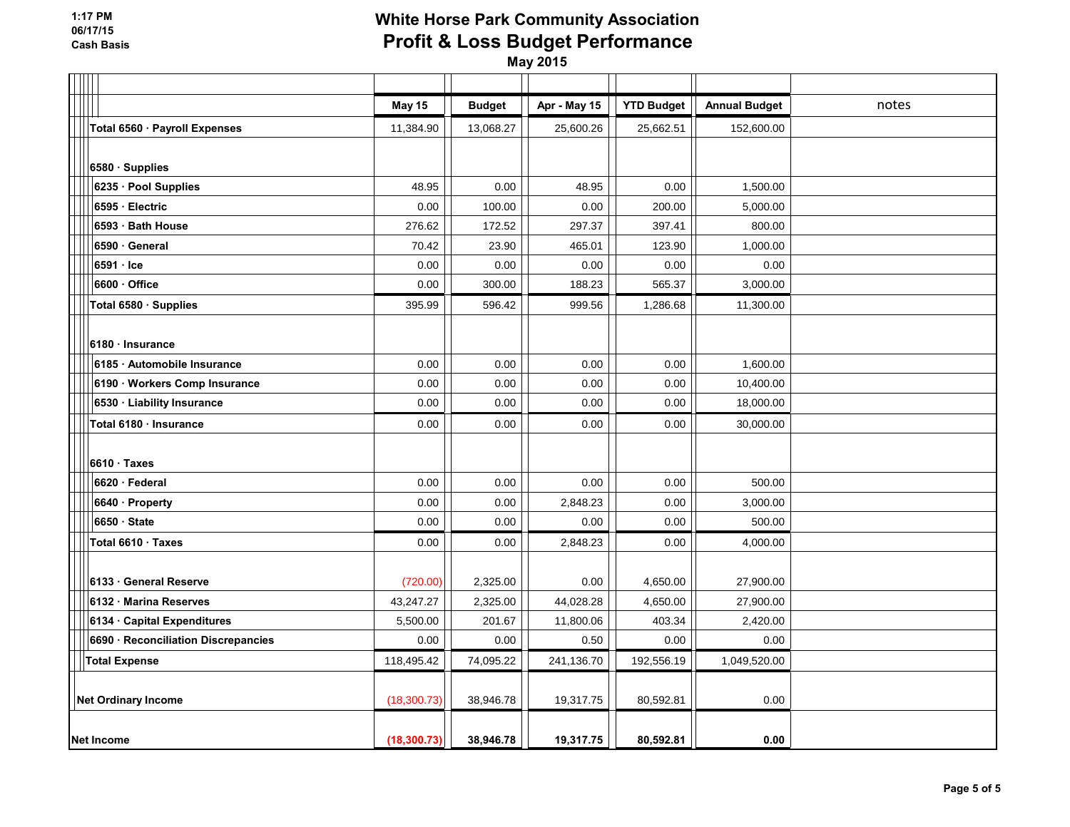1:17 PM
06/17/15
Cash Basis

# White Horse Park Community Association
## Profit & Loss Budget Performance
### May 2015

| | May 15 | Budget | Apr - May 15 | YTD Budget | Annual Budget | notes |
|---|---|---|---|---|---|---|
| Total 6560 · Payroll Expenses | 11,384.90 | 13,068.27 | 25,600.26 | 25,662.51 | 152,600.00 | |
| 6580 · Supplies | | | | | | |
| 6235 · Pool Supplies | 48.95 | 0.00 | 48.95 | 0.00 | 1,500.00 | |
| 6595 · Electric | 0.00 | 100.00 | 0.00 | 200.00 | 5,000.00 | |
| 6593 · Bath House | 276.62 | 172.52 | 297.37 | 397.41 | 800.00 | |
| 6590 · General | 70.42 | 23.90 | 465.01 | 123.90 | 1,000.00 | |
| 6591 · Ice | 0.00 | 0.00 | 0.00 | 0.00 | 0.00 | |
| 6600 · Office | 0.00 | 300.00 | 188.23 | 565.37 | 3,000.00 | |
| Total 6580 · Supplies | 395.99 | 596.42 | 999.56 | 1,286.68 | 11,300.00 | |
| 6180 · Insurance | | | | | | |
| 6185 · Automobile Insurance | 0.00 | 0.00 | 0.00 | 0.00 | 1,600.00 | |
| 6190 · Workers Comp Insurance | 0.00 | 0.00 | 0.00 | 0.00 | 10,400.00 | |
| 6530 · Liability Insurance | 0.00 | 0.00 | 0.00 | 0.00 | 18,000.00 | |
| Total 6180 · Insurance | 0.00 | 0.00 | 0.00 | 0.00 | 30,000.00 | |
| 6610 · Taxes | | | | | | |
| 6620 · Federal | 0.00 | 0.00 | 0.00 | 0.00 | 500.00 | |
| 6640 · Property | 0.00 | 0.00 | 2,848.23 | 0.00 | 3,000.00 | |
| 6650 · State | 0.00 | 0.00 | 0.00 | 0.00 | 500.00 | |
| Total 6610 · Taxes | 0.00 | 0.00 | 2,848.23 | 0.00 | 4,000.00 | |
| 6133 · General Reserve | (720.00) | 2,325.00 | 0.00 | 4,650.00 | 27,900.00 | |
| 6132 · Marina Reserves | 43,247.27 | 2,325.00 | 44,028.28 | 4,650.00 | 27,900.00 | |
| 6134 · Capital Expenditures | 5,500.00 | 201.67 | 11,800.06 | 403.34 | 2,420.00 | |
| 6690 · Reconciliation Discrepancies | 0.00 | 0.00 | 0.50 | 0.00 | 0.00 | |
| Total Expense | 118,495.42 | 74,095.22 | 241,136.70 | 192,556.19 | 1,049,520.00 | |
| Net Ordinary Income | (18,300.73) | 38,946.78 | 19,317.75 | 80,592.81 | 0.00 | |
| **Net Income** | **(18,300.73)** | **38,946.78** | **19,317.75** | **80,592.81** | **0.00** | |